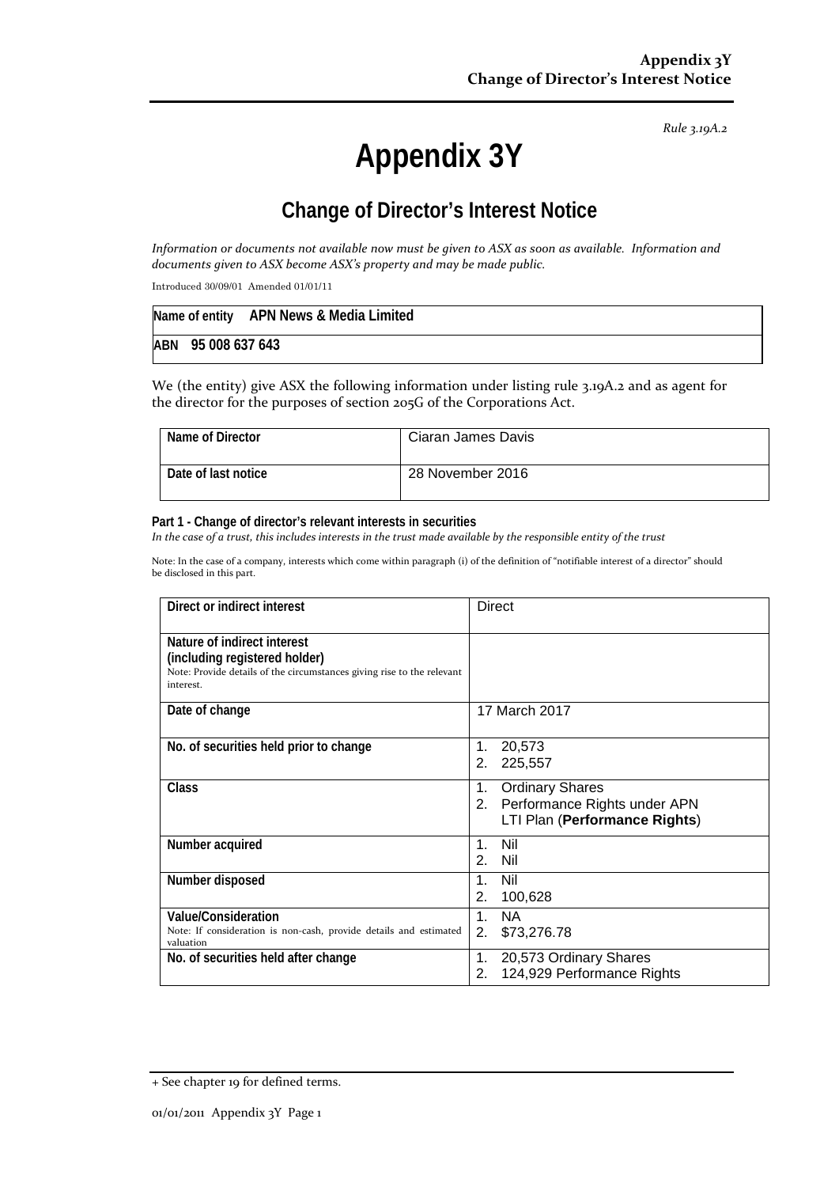*Rule 3.19A.2*

# Appendix 3Y

## Change of Director's Interest Notice

*Information or documents not available now must be given to ASX as soon as available. Information and documents given to ASX become ASX's property and may be made public.*

Introduced 30/09/01 Amended 01/01/11

| Name of entity APN News & Media Limited |
|---|
| ABN 95 008 637 643 |

We (the entity) give ASX the following information under listing rule 3.19A.2 and as agent for the director for the purposes of section 205G of the Corporations Act.

| Name of Director | Ciaran James Davis |
|---|---|
| Date of last notice | 28 November 2016 |

**Part 1 - Change of director's relevant interests in securities**

*In the case of a trust, this includes interests in the trust made available by the responsible entity of the trust*

Note: In the case of a company, interests which come within paragraph (i) of the definition of "notifiable interest of a director" should be disclosed in this part.

| Direct or indirect interest | Direct |
|---|---|
| **Nature of indirect interest (including registered holder)**<br>Note: Provide details of the circumstances giving rise to the relevant interest. | |
| Date of change | 17 March 2017 |
| No. of securities held prior to change | 1. 20,573<br>2. 225,557 |
| Class | 1. Ordinary Shares<br>2. Performance Rights under APN LTI Plan (**Performance Rights**) |
| Number acquired | 1. Nil<br>2. Nil |
| Number disposed | 1. Nil<br>2. 100,628 |
| **Value/Consideration**<br>Note: If consideration is non-cash, provide details and estimated valuation | 1. NA<br>2. $73,276.78 |
| No. of securities held after change | 1. 20,573 Ordinary Shares<br>2. 124,929 Performance Rights |

+ See chapter 19 for defined terms.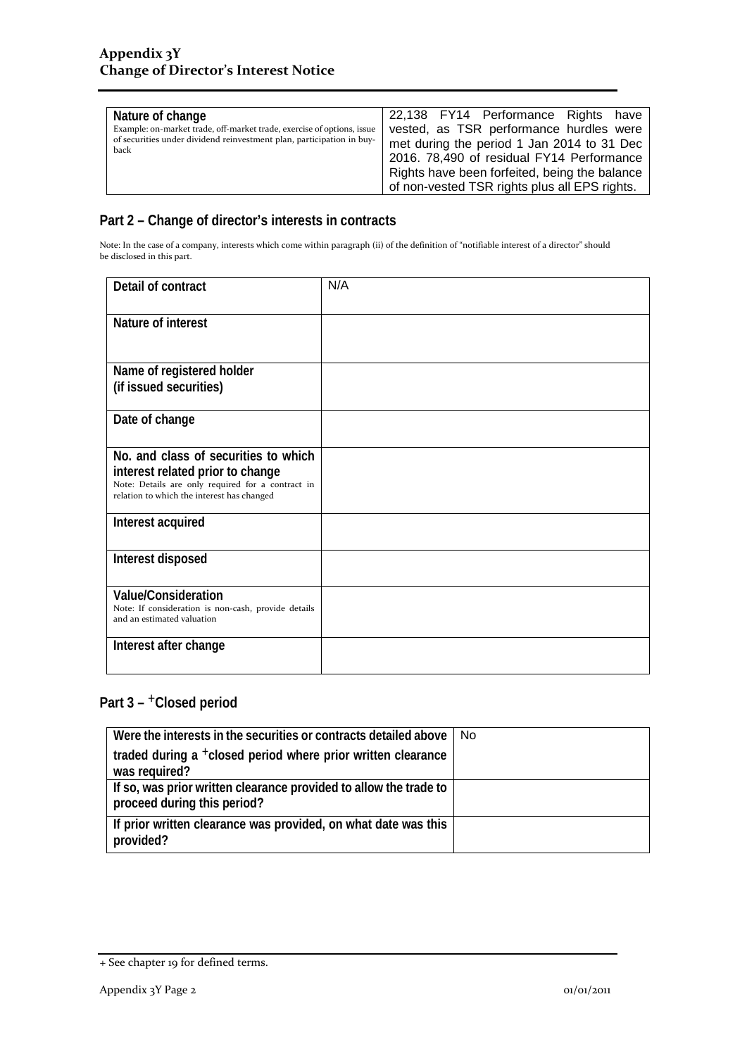| | |
|---|---|
| **Nature of change**<br>Example: on-market trade, off-market trade, exercise of options, issue of securities under dividend reinvestment plan, participation in buy-back | 22,138 FY14 Performance Rights have vested, as TSR performance hurdles were met during the period 1 Jan 2014 to 31 Dec 2016. 78,490 of residual FY14 Performance Rights have been forfeited, being the balance of non-vested TSR rights plus all EPS rights. |

## Part 2 – Change of director's interests in contracts

Note: In the case of a company, interests which come within paragraph (ii) of the definition of "notifiable interest of a director" should be disclosed in this part.

| | |
|---|---|
| **Detail of contract** | N/A |
| **Nature of interest** | |
| **Name of registered holder (if issued securities)** | |
| **Date of change** | |
| **No. and class of securities to which interest related prior to change**<br>Note: Details are only required for a contract in relation to which the interest has changed | |
| **Interest acquired** | |
| **Interest disposed** | |
| **Value/Consideration**<br>Note: If consideration is non-cash, provide details and an estimated valuation | |
| **Interest after change** | |

## Part 3 – +Closed period

| | |
|---|---|
| **Were the interests in the securities or contracts detailed above traded during a +closed period where prior written clearance was required?** | No |
| **If so, was prior written clearance provided to allow the trade to proceed during this period?** | |
| **If prior written clearance was provided, on what date was this provided?** | |

+ See chapter 19 for defined terms.